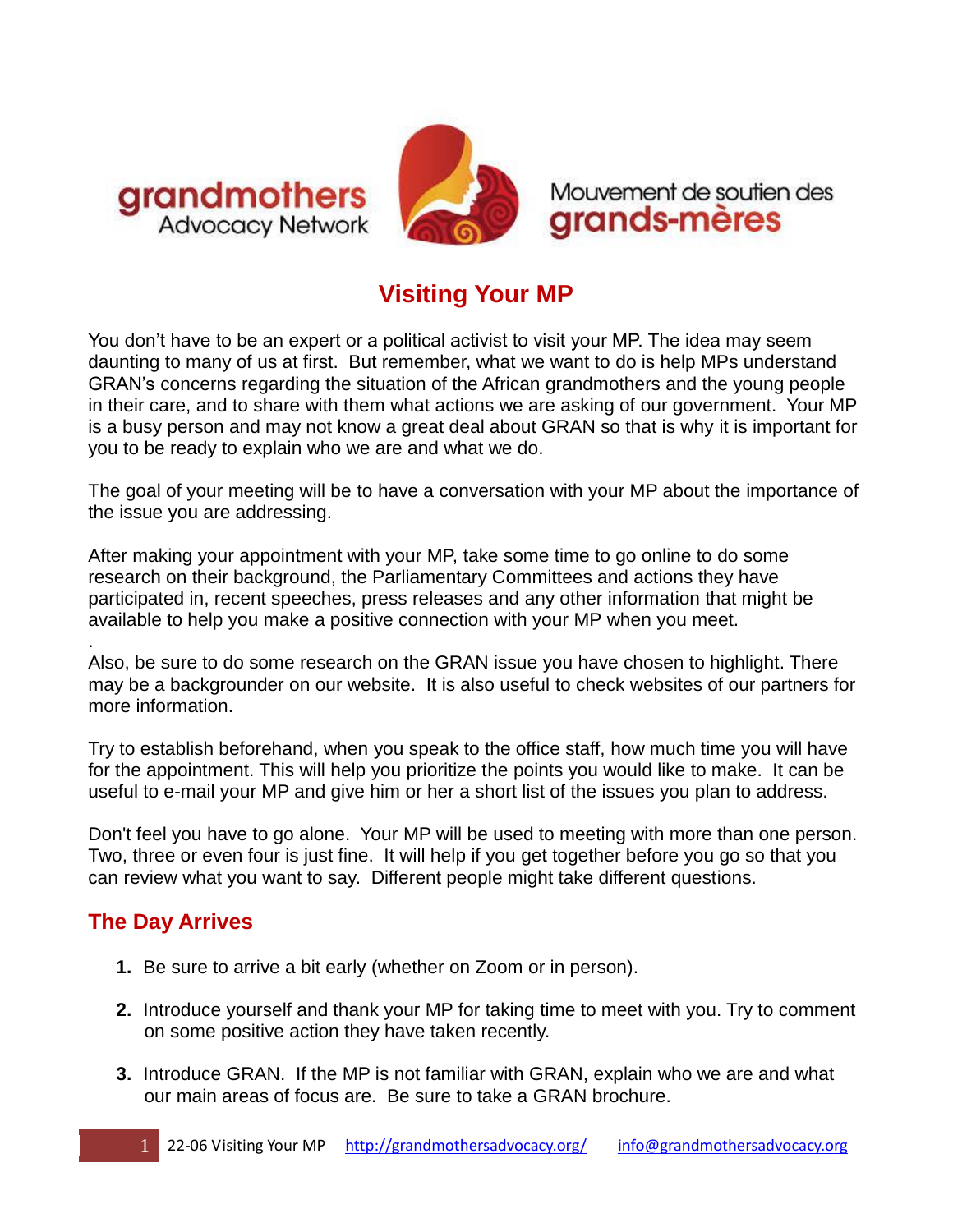grandmothers Advocacy Network

Mouvement de soutien des grands-mères

# Visiting Your MP

You don't have to be an expert or a political activist to visit your MP. The idea may seem daunting to many of us at first. But remember, what we want to do is help MPs understand GRAN's concerns regarding the situation of the African grandmothers and the young people in their care, and to share with them what actions we are asking of our government. Your MP is a busy person and may not know a great deal about GRAN so that is why it is important for you to be ready to explain who we are and what we do.

The goal of your meeting will be to have a conversation with your MP about the importance of the issue you are addressing.

After making your appointment with your MP, take some time to go online to do some research on their background, the Parliamentary Committees and actions they have participated in, recent speeches, press releases and any other information that might be available to help you make a positive connection with your MP when you meet.

.

Also, be sure to do some research on the GRAN issue you have chosen to highlight. There may be a backgrounder on our website. It is also useful to check websites of our partners for more information.

Try to establish beforehand, when you speak to the office staff, how much time you will have for the appointment. This will help you prioritize the points you would like to make. It can be useful to e-mail your MP and give him or her a short list of the issues you plan to address.

Don't feel you have to go alone. Your MP will be used to meeting with more than one person. Two, three or even four is just fine. It will help if you get together before you go so that you can review what you want to say. Different people might take different questions.

## The Day Arrives

1. Be sure to arrive a bit early (whether on Zoom or in person).
2. Introduce yourself and thank your MP for taking time to meet with you. Try to comment on some positive action they have taken recently.
3. Introduce GRAN. If the MP is not familiar with GRAN, explain who we are and what our main areas of focus are. Be sure to take a GRAN brochure.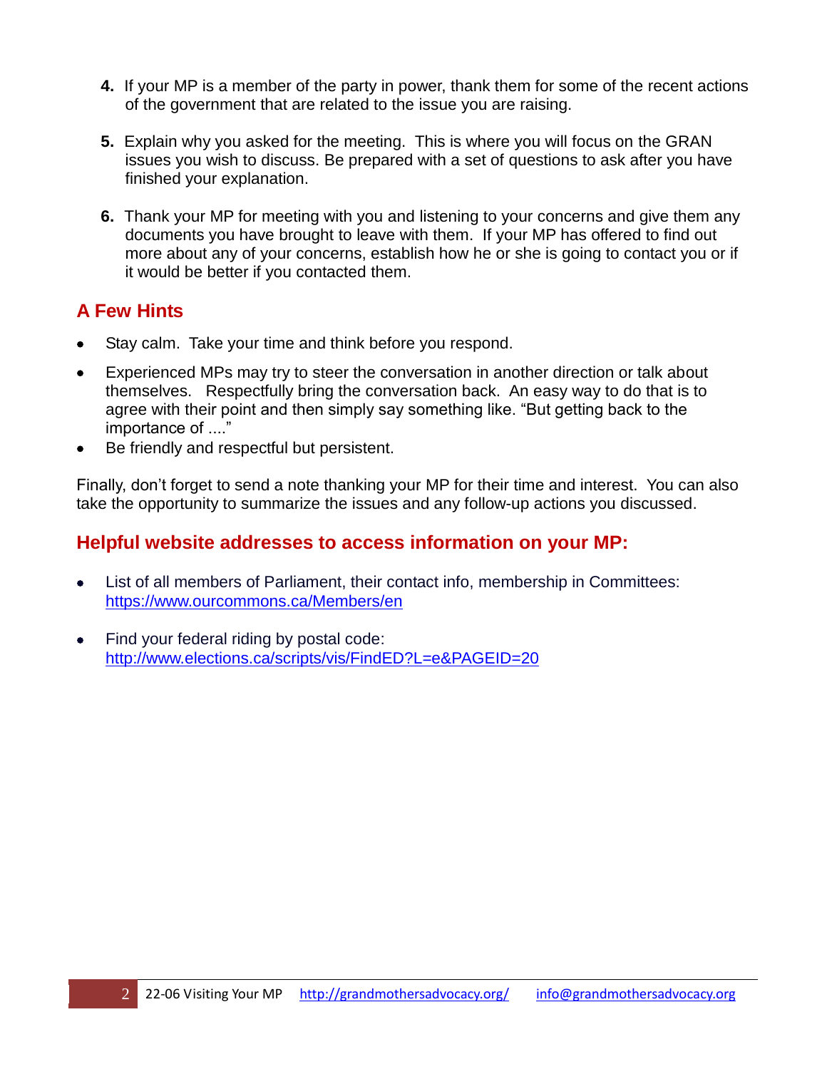4. If your MP is a member of the party in power, thank them for some of the recent actions of the government that are related to the issue you are raising.

5. Explain why you asked for the meeting. This is where you will focus on the GRAN issues you wish to discuss. Be prepared with a set of questions to ask after you have finished your explanation.

6. Thank your MP for meeting with you and listening to your concerns and give them any documents you have brought to leave with them. If your MP has offered to find out more about any of your concerns, establish how he or she is going to contact you or if it would be better if you contacted them.

## A Few Hints

- Stay calm. Take your time and think before you respond.
- Experienced MPs may try to steer the conversation in another direction or talk about themselves. Respectfully bring the conversation back. An easy way to do that is to agree with their point and then simply say something like. "But getting back to the importance of ...."
- Be friendly and respectful but persistent.

Finally, don't forget to send a note thanking your MP for their time and interest. You can also take the opportunity to summarize the issues and any follow-up actions you discussed.

## Helpful website addresses to access information on your MP:

- List of all members of Parliament, their contact info, membership in Committees: https://www.ourcommons.ca/Members/en
- Find your federal riding by postal code: http://www.elections.ca/scripts/vis/FindED?L=e&PAGEID=20